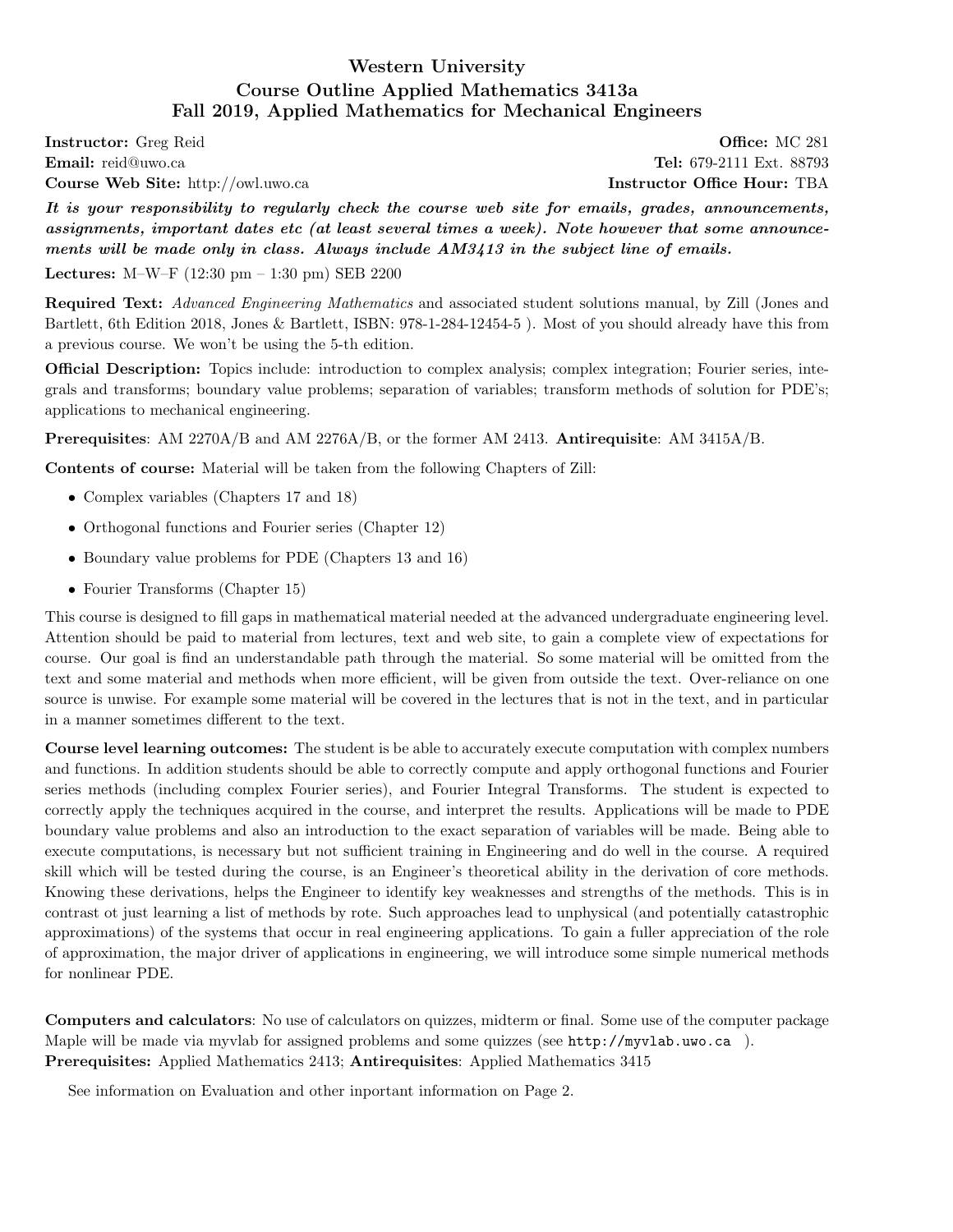# Western University
## Course Outline Applied Mathematics 3413a
## Fall 2019, Applied Mathematics for Mechanical Engineers

**Instructor:** Greg Reid **Office:** MC 281
**Email:** reid@uwo.ca **Tel:** 679-2111 Ext. 88793
**Course Web Site:** http://owl.uwo.ca **Instructor Office Hour:** TBA

***It is your responsibility to regularly check the course web site for emails, grades, announcements, assignments, important dates etc (at least several times a week). Note however that some announcements will be made only in class. Always include AM3413 in the subject line of emails.***

**Lectures:** M–W–F (12:30 pm – 1:30 pm) SEB 2200

**Required Text:** *Advanced Engineering Mathematics* and associated student solutions manual, by Zill (Jones and Bartlett, 6th Edition 2018, Jones & Bartlett, ISBN: 978-1-284-12454-5 ). Most of you should already have this from a previous course. We won't be using the 5-th edition.

**Official Description:** Topics include: introduction to complex analysis; complex integration; Fourier series, integrals and transforms; boundary value problems; separation of variables; transform methods of solution for PDE's; applications to mechanical engineering.

**Prerequisites**: AM 2270A/B and AM 2276A/B, or the former AM 2413. **Antirequisite**: AM 3415A/B.

**Contents of course:** Material will be taken from the following Chapters of Zill:

- Complex variables (Chapters 17 and 18)
- Orthogonal functions and Fourier series (Chapter 12)
- Boundary value problems for PDE (Chapters 13 and 16)
- Fourier Transforms (Chapter 15)

This course is designed to fill gaps in mathematical material needed at the advanced undergraduate engineering level. Attention should be paid to material from lectures, text and web site, to gain a complete view of expectations for course. Our goal is find an understandable path through the material. So some material will be omitted from the text and some material and methods when more efficient, will be given from outside the text. Over-reliance on one source is unwise. For example some material will be covered in the lectures that is not in the text, and in particular in a manner sometimes different to the text.

**Course level learning outcomes:** The student is be able to accurately execute computation with complex numbers and functions. In addition students should be able to correctly compute and apply orthogonal functions and Fourier series methods (including complex Fourier series), and Fourier Integral Transforms. The student is expected to correctly apply the techniques acquired in the course, and interpret the results. Applications will be made to PDE boundary value problems and also an introduction to the exact separation of variables will be made. Being able to execute computations, is necessary but not sufficient training in Engineering and do well in the course. A required skill which will be tested during the course, is an Engineer's theoretical ability in the derivation of core methods. Knowing these derivations, helps the Engineer to identify key weaknesses and strengths of the methods. This is in contrast ot just learning a list of methods by rote. Such approaches lead to unphysical (and potentially catastrophic approximations) of the systems that occur in real engineering applications. To gain a fuller appreciation of the role of approximation, the major driver of applications in engineering, we will introduce some simple numerical methods for nonlinear PDE.

**Computers and calculators**: No use of calculators on quizzes, midterm or final. Some use of the computer package Maple will be made via myvlab for assigned problems and some quizzes (see `http://myvlab.uwo.ca` ).
**Prerequisites:** Applied Mathematics 2413; **Antirequisites**: Applied Mathematics 3415

See information on Evaluation and other inportant information on Page 2.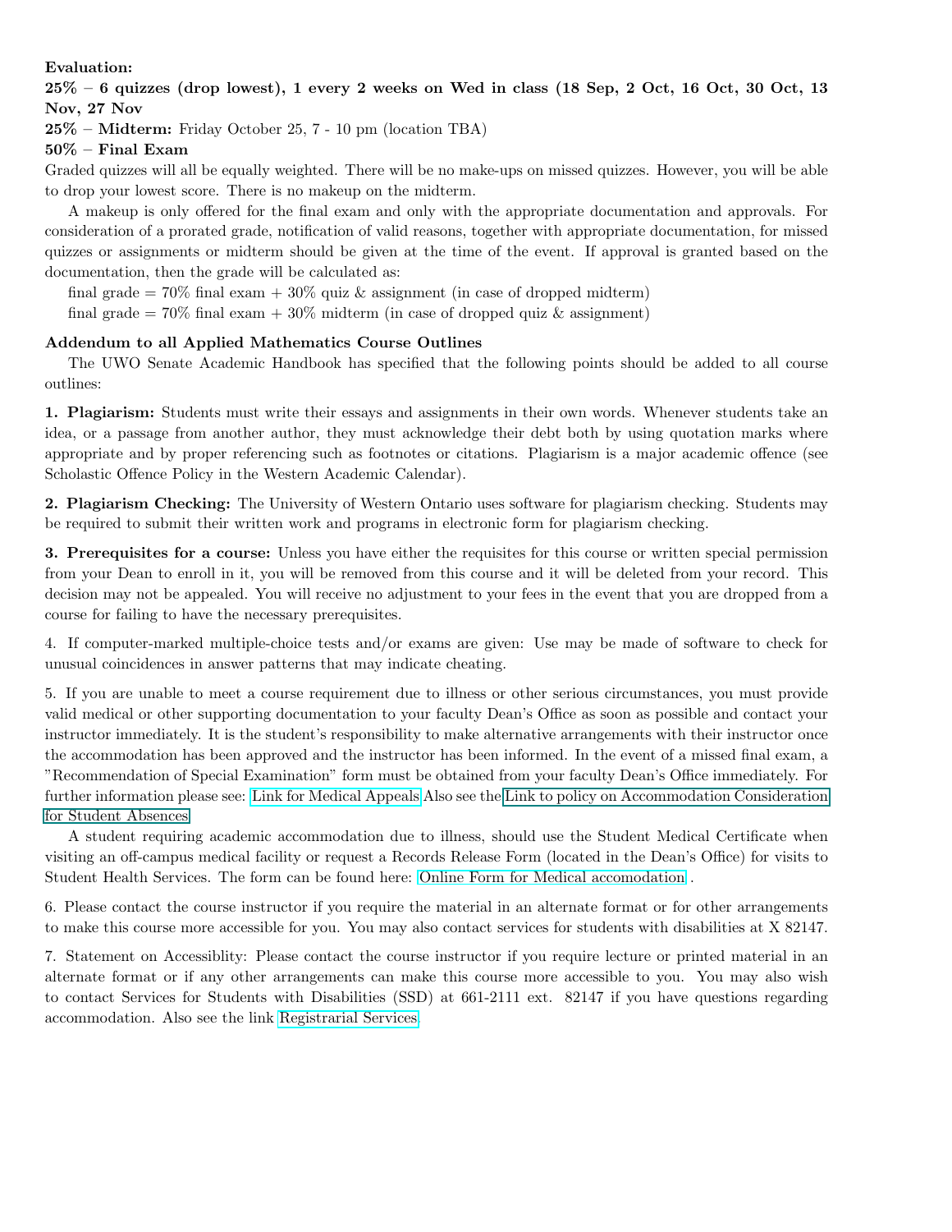**Evaluation:**

**25% – 6 quizzes (drop lowest), 1 every 2 weeks on Wed in class (18 Sep, 2 Oct, 16 Oct, 30 Oct, 13 Nov, 27 Nov**

**25% – Midterm:** Friday October 25, 7 - 10 pm (location TBA)

**50% – Final Exam**

Graded quizzes will all be equally weighted. There will be no make-ups on missed quizzes. However, you will be able to drop your lowest score. There is no makeup on the midterm.

A makeup is only offered for the final exam and only with the appropriate documentation and approvals. For consideration of a prorated grade, notification of valid reasons, together with appropriate documentation, for missed quizzes or assignments or midterm should be given at the time of the event. If approval is granted based on the documentation, then the grade will be calculated as:

final grade = 70% final exam + 30% quiz & assignment (in case of dropped midterm)

final grade = 70% final exam + 30% midterm (in case of dropped quiz & assignment)

**Addendum to all Applied Mathematics Course Outlines**

The UWO Senate Academic Handbook has specified that the following points should be added to all course outlines:

**1. Plagiarism:** Students must write their essays and assignments in their own words. Whenever students take an idea, or a passage from another author, they must acknowledge their debt both by using quotation marks where appropriate and by proper referencing such as footnotes or citations. Plagiarism is a major academic offence (see Scholastic Offence Policy in the Western Academic Calendar).

**2. Plagiarism Checking:** The University of Western Ontario uses software for plagiarism checking. Students may be required to submit their written work and programs in electronic form for plagiarism checking.

**3. Prerequisites for a course:** Unless you have either the requisites for this course or written special permission from your Dean to enroll in it, you will be removed from this course and it will be deleted from your record. This decision may not be appealed. You will receive no adjustment to your fees in the event that you are dropped from a course for failing to have the necessary prerequisites.

4. If computer-marked multiple-choice tests and/or exams are given: Use may be made of software to check for unusual coincidences in answer patterns that may indicate cheating.

5. If you are unable to meet a course requirement due to illness or other serious circumstances, you must provide valid medical or other supporting documentation to your faculty Dean's Office as soon as possible and contact your instructor immediately. It is the student's responsibility to make alternative arrangements with their instructor once the accommodation has been approved and the instructor has been informed. In the event of a missed final exam, a "Recommendation of Special Examination" form must be obtained from your faculty Dean's Office immediately. For further information please see: Link for Medical Appeals Also see the Link to policy on Accommodation Consideration for Student Absences

A student requiring academic accommodation due to illness, should use the Student Medical Certificate when visiting an off-campus medical facility or request a Records Release Form (located in the Dean's Office) for visits to Student Health Services. The form can be found here: Online Form for Medical accomodation .

6. Please contact the course instructor if you require the material in an alternate format or for other arrangements to make this course more accessible for you. You may also contact services for students with disabilities at X 82147.

7. Statement on Accessiblity: Please contact the course instructor if you require lecture or printed material in an alternate format or if any other arrangements can make this course more accessible to you. You may also wish to contact Services for Students with Disabilities (SSD) at 661-2111 ext. 82147 if you have questions regarding accommodation. Also see the link Registrarial Services